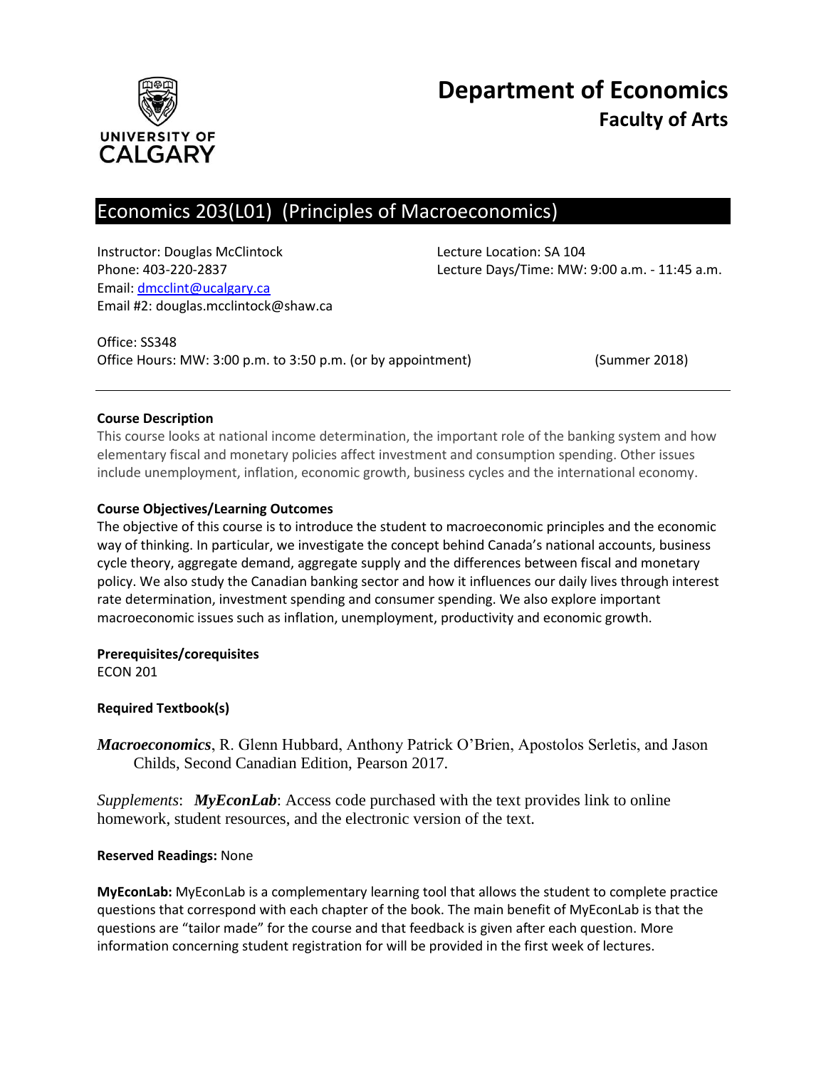# Department of Economics

## Faculty of Arts

UNIVERSITY OF CALGARY

## Economics 203(L01) (Principles of Macroeconomics)

Instructor: Douglas McClintock
Phone: 403-220-2837
Email: dmcclint@ucalgary.ca
Email #2: douglas.mcclintock@shaw.ca

Lecture Location: SA 104
Lecture Days/Time: MW: 9:00 a.m. - 11:45 a.m.

Office: SS348
Office Hours: MW: 3:00 p.m. to 3:50 p.m. (or by appointment)

(Summer 2018)

---

**Course Description**

This course looks at national income determination, the important role of the banking system and how elementary fiscal and monetary policies affect investment and consumption spending. Other issues include unemployment, inflation, economic growth, business cycles and the international economy.

**Course Objectives/Learning Outcomes**

The objective of this course is to introduce the student to macroeconomic principles and the economic way of thinking. In particular, we investigate the concept behind Canada's national accounts, business cycle theory, aggregate demand, aggregate supply and the differences between fiscal and monetary policy. We also study the Canadian banking sector and how it influences our daily lives through interest rate determination, investment spending and consumer spending. We also explore important macroeconomic issues such as inflation, unemployment, productivity and economic growth.

**Prerequisites/corequisites**

ECON 201

**Required Textbook(s)**

***Macroeconomics***, R. Glenn Hubbard, Anthony Patrick O'Brien, Apostolos Serletis, and Jason Childs, Second Canadian Edition, Pearson 2017.

*Supplements*: ***MyEconLab***: Access code purchased with the text provides link to online homework, student resources, and the electronic version of the text.

**Reserved Readings:** None

**MyEconLab:** MyEconLab is a complementary learning tool that allows the student to complete practice questions that correspond with each chapter of the book. The main benefit of MyEconLab is that the questions are "tailor made" for the course and that feedback is given after each question. More information concerning student registration for will be provided in the first week of lectures.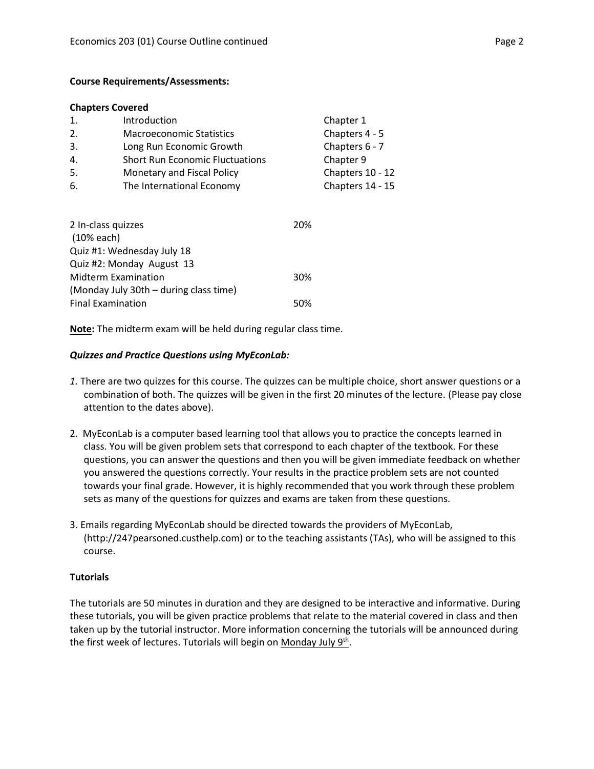**Course Requirements/Assessments:**

**Chapters Covered**

| | | |
|---|---|---|
| 1. | Introduction | Chapter 1 |
| 2. | Macroeconomic Statistics | Chapters 4 - 5 |
| 3. | Long Run Economic Growth | Chapters 6 - 7 |
| 4. | Short Run Economic Fluctuations | Chapter 9 |
| 5. | Monetary and Fiscal Policy | Chapters 10 - 12 |
| 6. | The International Economy | Chapters 14 - 15 |

| | |
|---|---|
| 2 In-class quizzes (10% each) | 20% |
| Quiz #1: Wednesday July 18 | |
| Quiz #2: Monday August 13 | |
| Midterm Examination (Monday July 30th – during class time) | 30% |
| Final Examination | 50% |

**Note:** The midterm exam will be held during regular class time.

***Quizzes and Practice Questions using MyEconLab:***

1. There are two quizzes for this course. The quizzes can be multiple choice, short answer questions or a combination of both. The quizzes will be given in the first 20 minutes of the lecture. (Please pay close attention to the dates above).

2. MyEconLab is a computer based learning tool that allows you to practice the concepts learned in class. You will be given problem sets that correspond to each chapter of the textbook. For these questions, you can answer the questions and then you will be given immediate feedback on whether you answered the questions correctly. Your results in the practice problem sets are not counted towards your final grade. However, it is highly recommended that you work through these problem sets as many of the questions for quizzes and exams are taken from these questions.

3. Emails regarding MyEconLab should be directed towards the providers of MyEconLab, (http://247pearsoned.custhelp.com) or to the teaching assistants (TAs), who will be assigned to this course.

**Tutorials**

The tutorials are 50 minutes in duration and they are designed to be interactive and informative. During these tutorials, you will be given practice problems that relate to the material covered in class and then taken up by the tutorial instructor. More information concerning the tutorials will be announced during the first week of lectures. Tutorials will begin on Monday July 9th.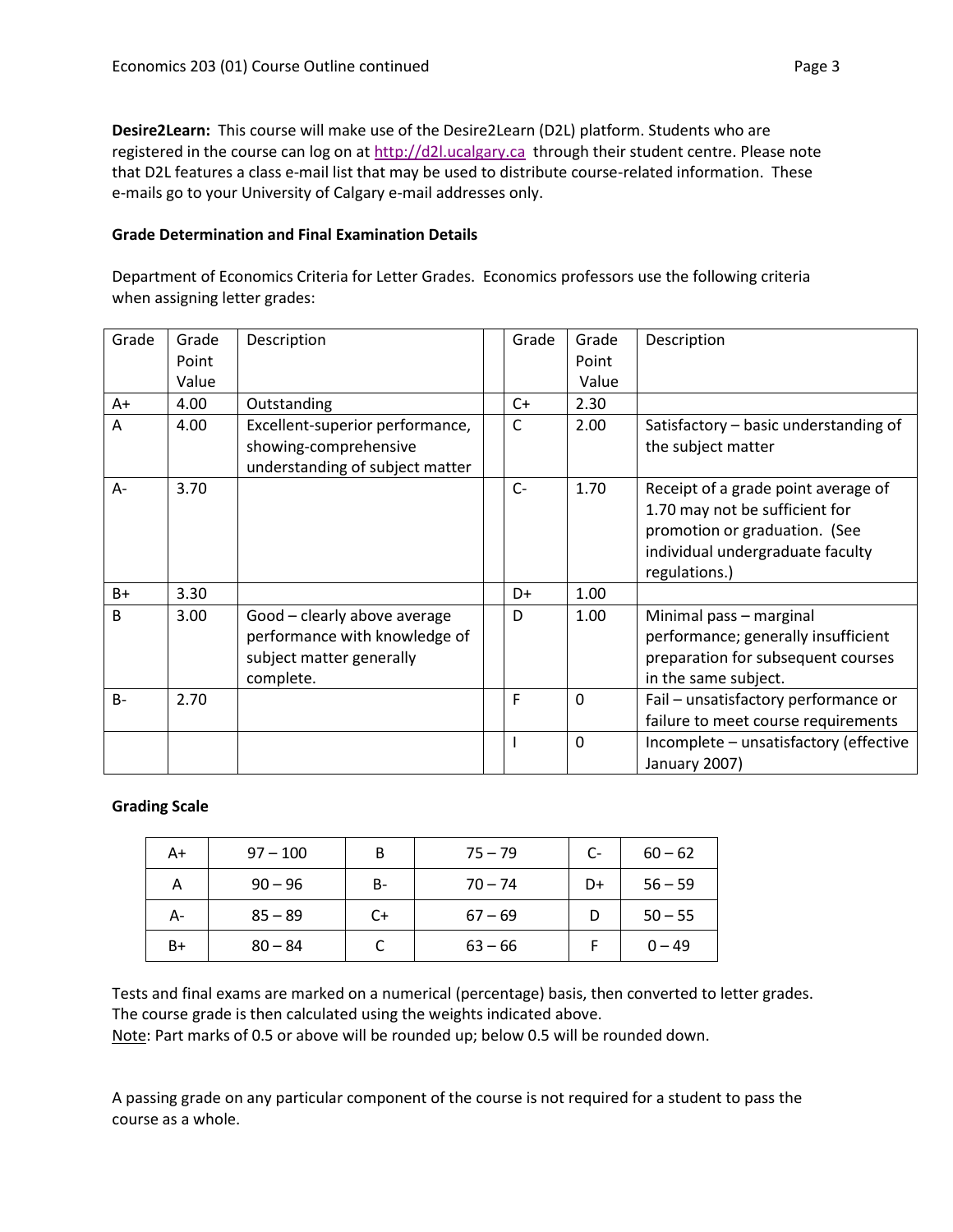**Desire2Learn:** This course will make use of the Desire2Learn (D2L) platform. Students who are registered in the course can log on at http://d2l.ucalgary.ca through their student centre. Please note that D2L features a class e-mail list that may be used to distribute course-related information. These e-mails go to your University of Calgary e-mail addresses only.

**Grade Determination and Final Examination Details**

Department of Economics Criteria for Letter Grades. Economics professors use the following criteria when assigning letter grades:

| Grade | Grade Point Value | Description | | Grade | Grade Point Value | Description |
|---|---|---|---|---|---|---|
| A+ | 4.00 | Outstanding | | C+ | 2.30 | |
| A | 4.00 | Excellent-superior performance, showing-comprehensive understanding of subject matter | | C | 2.00 | Satisfactory – basic understanding of the subject matter |
| A- | 3.70 | | | C- | 1.70 | Receipt of a grade point average of 1.70 may not be sufficient for promotion or graduation. (See individual undergraduate faculty regulations.) |
| B+ | 3.30 | | | D+ | 1.00 | |
| B | 3.00 | Good – clearly above average performance with knowledge of subject matter generally complete. | | D | 1.00 | Minimal pass – marginal performance; generally insufficient preparation for subsequent courses in the same subject. |
| B- | 2.70 | | | F | 0 | Fail – unsatisfactory performance or failure to meet course requirements |
| | | | | I | 0 | Incomplete – unsatisfactory (effective January 2007) |

**Grading Scale**

| A+ | 97 – 100 | B | 75 – 79 | C- | 60 – 62 |
|---|---|---|---|---|---|
| A | 90 – 96 | B- | 70 – 74 | D+ | 56 – 59 |
| A- | 85 – 89 | C+ | 67 – 69 | D | 50 – 55 |
| B+ | 80 – 84 | C | 63 – 66 | F | 0 – 49 |

Tests and final exams are marked on a numerical (percentage) basis, then converted to letter grades. The course grade is then calculated using the weights indicated above.
Note: Part marks of 0.5 or above will be rounded up; below 0.5 will be rounded down.

A passing grade on any particular component of the course is not required for a student to pass the course as a whole.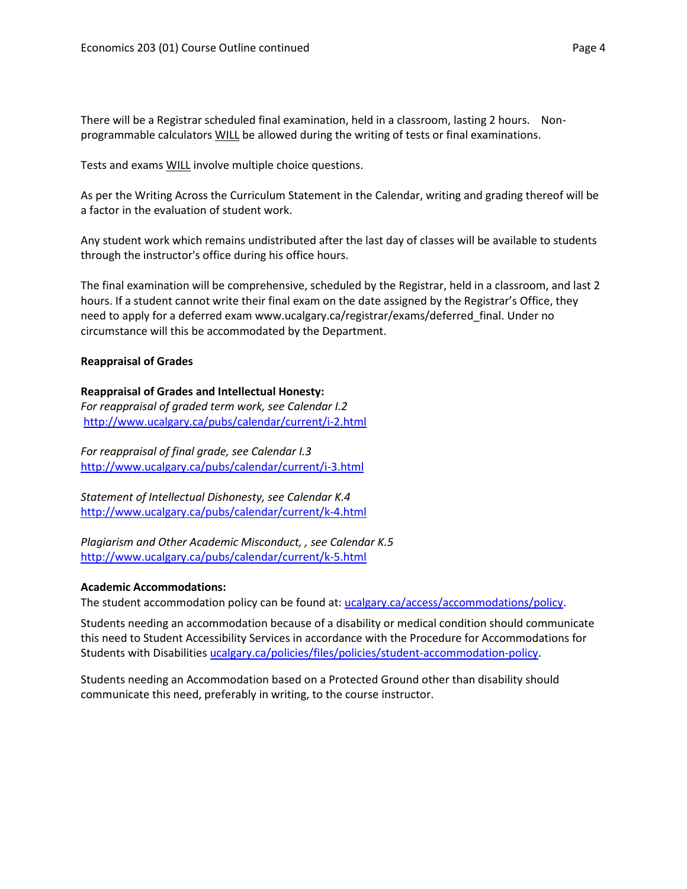There will be a Registrar scheduled final examination, held in a classroom, lasting 2 hours. Non-programmable calculators WILL be allowed during the writing of tests or final examinations.

Tests and exams WILL involve multiple choice questions.

As per the Writing Across the Curriculum Statement in the Calendar, writing and grading thereof will be a factor in the evaluation of student work.

Any student work which remains undistributed after the last day of classes will be available to students through the instructor's office during his office hours.

The final examination will be comprehensive, scheduled by the Registrar, held in a classroom, and last 2 hours. If a student cannot write their final exam on the date assigned by the Registrar's Office, they need to apply for a deferred exam www.ucalgary.ca/registrar/exams/deferred_final. Under no circumstance will this be accommodated by the Department.

**Reappraisal of Grades**

**Reappraisal of Grades and Intellectual Honesty:**
*For reappraisal of graded term work, see Calendar I.2*
http://www.ucalgary.ca/pubs/calendar/current/i-2.html

*For reappraisal of final grade, see Calendar I.3*
http://www.ucalgary.ca/pubs/calendar/current/i-3.html

*Statement of Intellectual Dishonesty, see Calendar K.4*
http://www.ucalgary.ca/pubs/calendar/current/k-4.html

*Plagiarism and Other Academic Misconduct, , see Calendar K.5*
http://www.ucalgary.ca/pubs/calendar/current/k-5.html

**Academic Accommodations:**
The student accommodation policy can be found at: ucalgary.ca/access/accommodations/policy.

Students needing an accommodation because of a disability or medical condition should communicate this need to Student Accessibility Services in accordance with the Procedure for Accommodations for Students with Disabilities ucalgary.ca/policies/files/policies/student-accommodation-policy.

Students needing an Accommodation based on a Protected Ground other than disability should communicate this need, preferably in writing, to the course instructor.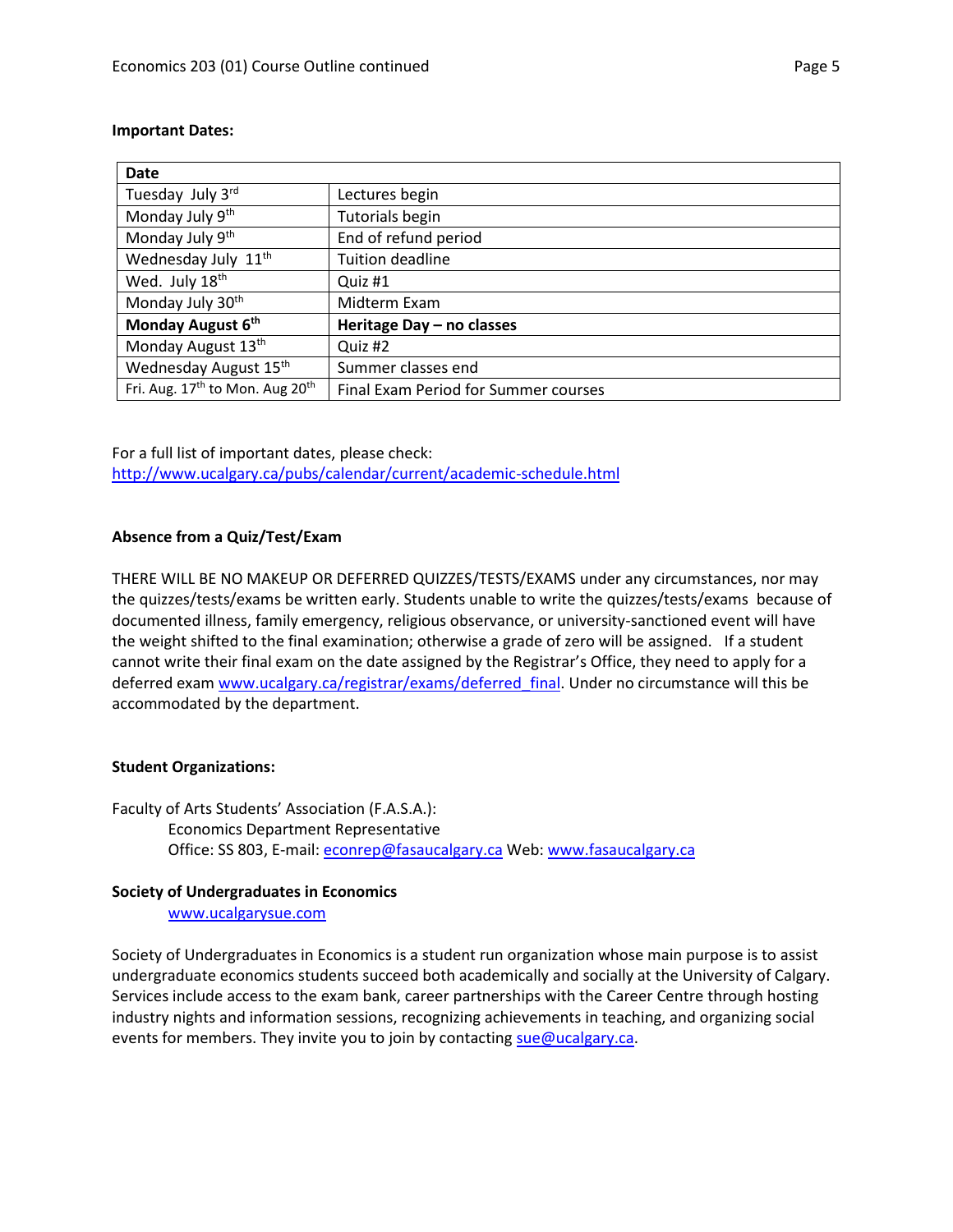**Important Dates:**

| Date | |
|---|---|
| Tuesday July 3rd | Lectures begin |
| Monday July 9th | Tutorials begin |
| Monday July 9th | End of refund period |
| Wednesday July 11th | Tuition deadline |
| Wed. July 18th | Quiz #1 |
| Monday July 30th | Midterm Exam |
| **Monday August 6th** | **Heritage Day – no classes** |
| Monday August 13th | Quiz #2 |
| Wednesday August 15th | Summer classes end |
| Fri. Aug. 17th to Mon. Aug 20th | Final Exam Period for Summer courses |

For a full list of important dates, please check:
http://www.ucalgary.ca/pubs/calendar/current/academic-schedule.html

**Absence from a Quiz/Test/Exam**

THERE WILL BE NO MAKEUP OR DEFERRED QUIZZES/TESTS/EXAMS under any circumstances, nor may the quizzes/tests/exams be written early. Students unable to write the quizzes/tests/exams because of documented illness, family emergency, religious observance, or university-sanctioned event will have the weight shifted to the final examination; otherwise a grade of zero will be assigned. If a student cannot write their final exam on the date assigned by the Registrar's Office, they need to apply for a deferred exam www.ucalgary.ca/registrar/exams/deferred_final. Under no circumstance will this be accommodated by the department.

**Student Organizations:**

Faculty of Arts Students' Association (F.A.S.A.):
Economics Department Representative
Office: SS 803, E-mail: econrep@fasaucalgary.ca Web: www.fasaucalgary.ca

**Society of Undergraduates in Economics**
www.ucalgarysue.com

Society of Undergraduates in Economics is a student run organization whose main purpose is to assist undergraduate economics students succeed both academically and socially at the University of Calgary. Services include access to the exam bank, career partnerships with the Career Centre through hosting industry nights and information sessions, recognizing achievements in teaching, and organizing social events for members. They invite you to join by contacting sue@ucalgary.ca.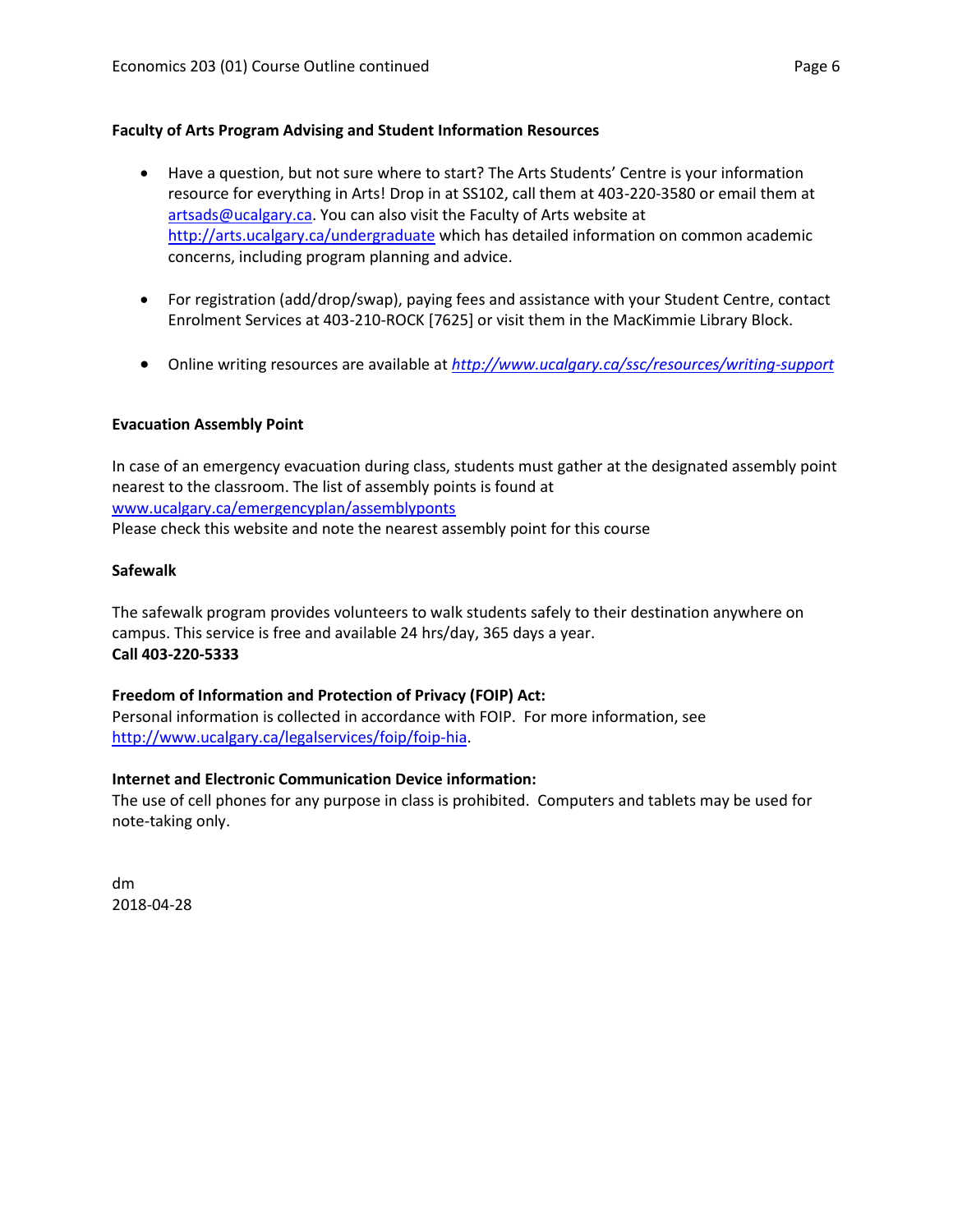**Faculty of Arts Program Advising and Student Information Resources**

- Have a question, but not sure where to start? The Arts Students' Centre is your information resource for everything in Arts! Drop in at SS102, call them at 403-220-3580 or email them at artsads@ucalgary.ca. You can also visit the Faculty of Arts website at http://arts.ucalgary.ca/undergraduate which has detailed information on common academic concerns, including program planning and advice.

- For registration (add/drop/swap), paying fees and assistance with your Student Centre, contact Enrolment Services at 403-210-ROCK [7625] or visit them in the MacKimmie Library Block.

- Online writing resources are available at *http://www.ucalgary.ca/ssc/resources/writing-support*

**Evacuation Assembly Point**

In case of an emergency evacuation during class, students must gather at the designated assembly point nearest to the classroom. The list of assembly points is found at
www.ucalgary.ca/emergencyplan/assemblyponts
Please check this website and note the nearest assembly point for this course

**Safewalk**

The safewalk program provides volunteers to walk students safely to their destination anywhere on campus. This service is free and available 24 hrs/day, 365 days a year.
**Call 403-220-5333**

**Freedom of Information and Protection of Privacy (FOIP) Act:**
Personal information is collected in accordance with FOIP. For more information, see http://www.ucalgary.ca/legalservices/foip/foip-hia.

**Internet and Electronic Communication Device information:**
The use of cell phones for any purpose in class is prohibited. Computers and tablets may be used for note-taking only.

dm
2018-04-28